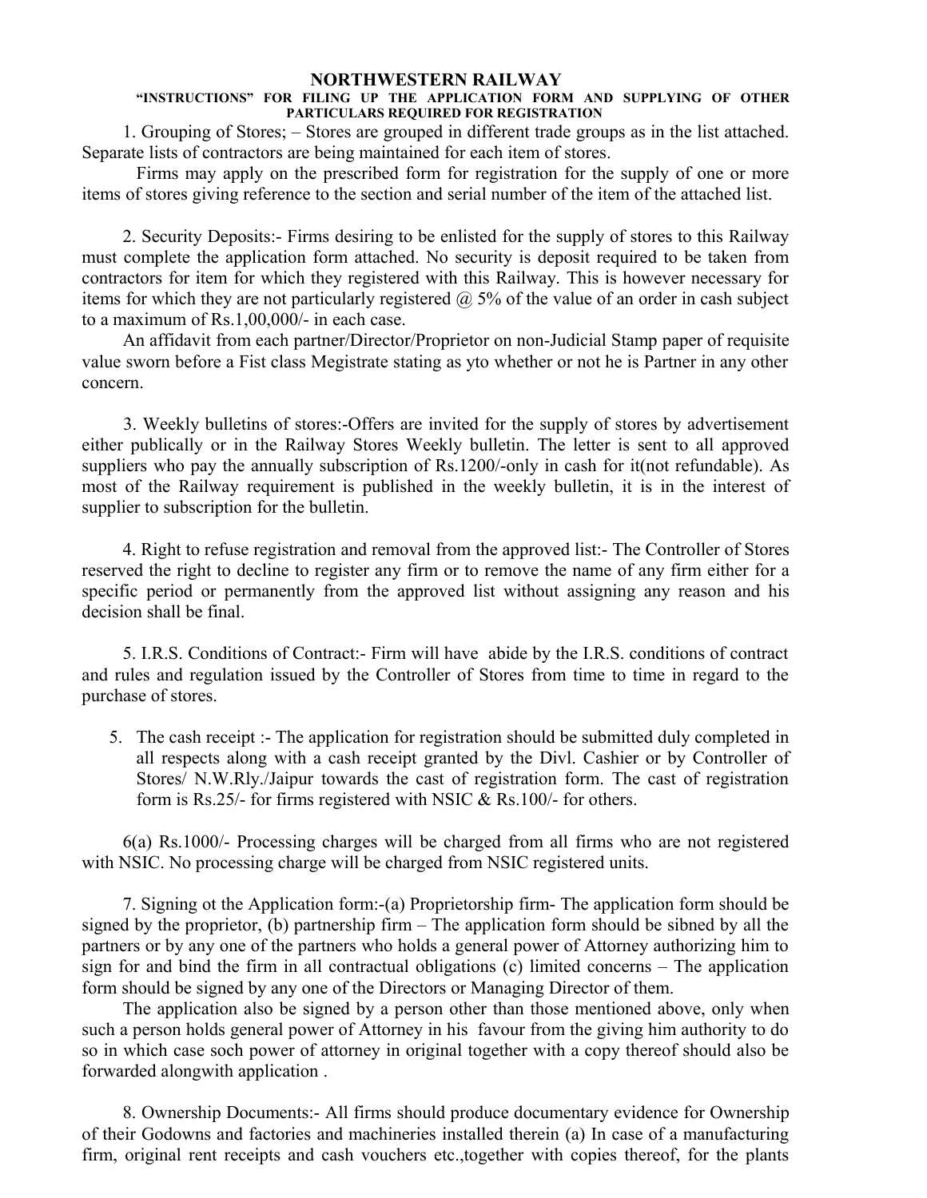# NORTHWESTERN RAILWAY

## "INSTRUCTIONS" FOR FILING UP THE APPLICATION FORM AND SUPPLYING OF OTHER PARTICULARS REQUIRED FOR REGISTRATION

1. Grouping of Stores; – Stores are grouped in different trade groups as in the list attached. Separate lists of contractors are being maintained for each item of stores.

Firms may apply on the prescribed form for registration for the supply of one or more items of stores giving reference to the section and serial number of the item of the attached list.

2. Security Deposits:- Firms desiring to be enlisted for the supply of stores to this Railway must complete the application form attached. No security is deposit required to be taken from contractors for item for which they registered with this Railway. This is however necessary for items for which they are not particularly registered @ 5% of the value of an order in cash subject to a maximum of Rs.1,00,000/- in each case.

An affidavit from each partner/Director/Proprietor on non-Judicial Stamp paper of requisite value sworn before a Fist class Megistrate stating as yto whether or not he is Partner in any other concern.

3. Weekly bulletins of stores:-Offers are invited for the supply of stores by advertisement either publically or in the Railway Stores Weekly bulletin. The letter is sent to all approved suppliers who pay the annually subscription of Rs.1200/-only in cash for it(not refundable). As most of the Railway requirement is published in the weekly bulletin, it is in the interest of supplier to subscription for the bulletin.

4. Right to refuse registration and removal from the approved list:- The Controller of Stores reserved the right to decline to register any firm or to remove the name of any firm either for a specific period or permanently from the approved list without assigning any reason and his decision shall be final.

5. I.R.S. Conditions of Contract:- Firm will have abide by the I.R.S. conditions of contract and rules and regulation issued by the Controller of Stores from time to time in regard to the purchase of stores.

5. The cash receipt :- The application for registration should be submitted duly completed in all respects along with a cash receipt granted by the Divl. Cashier or by Controller of Stores/ N.W.Rly./Jaipur towards the cast of registration form. The cast of registration form is Rs.25/- for firms registered with NSIC & Rs.100/- for others.

6(a) Rs.1000/- Processing charges will be charged from all firms who are not registered with NSIC. No processing charge will be charged from NSIC registered units.

7. Signing ot the Application form:-(a) Proprietorship firm- The application form should be signed by the proprietor, (b) partnership firm – The application form should be sibned by all the partners or by any one of the partners who holds a general power of Attorney authorizing him to sign for and bind the firm in all contractual obligations (c) limited concerns – The application form should be signed by any one of the Directors or Managing Director of them.

The application also be signed by a person other than those mentioned above, only when such a person holds general power of Attorney in his favour from the giving him authority to do so in which case soch power of attorney in original together with a copy thereof should also be forwarded alongwith application .

8. Ownership Documents:- All firms should produce documentary evidence for Ownership of their Godowns and factories and machineries installed therein (a) In case of a manufacturing firm, original rent receipts and cash vouchers etc.,together with copies thereof, for the plants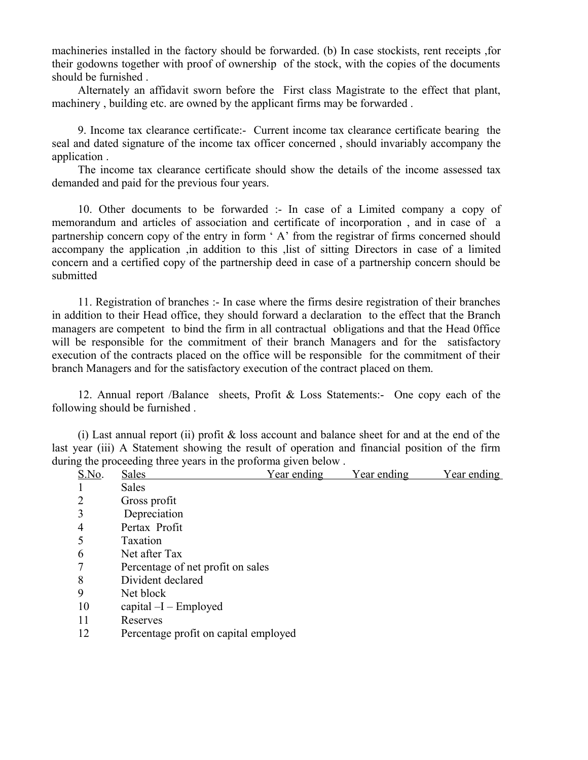machineries installed in the factory should be forwarded. (b) In case stockists, rent receipts ,for their godowns together with proof of ownership of the stock, with the copies of the documents should be furnished .

Alternately an affidavit sworn before the First class Magistrate to the effect that plant, machinery , building etc. are owned by the applicant firms may be forwarded .

9. Income tax clearance certificate:- Current income tax clearance certificate bearing the seal and dated signature of the income tax officer concerned , should invariably accompany the application .

The income tax clearance certificate should show the details of the income assessed tax demanded and paid for the previous four years.

10. Other documents to be forwarded :- In case of a Limited company a copy of memorandum and articles of association and certificate of incorporation , and in case of a partnership concern copy of the entry in form ' A' from the registrar of firms concerned should accompany the application ,in addition to this ,list of sitting Directors in case of a limited concern and a certified copy of the partnership deed in case of a partnership concern should be submitted

11. Registration of branches :- In case where the firms desire registration of their branches in addition to their Head office, they should forward a declaration to the effect that the Branch managers are competent to bind the firm in all contractual obligations and that the Head 0ffice will be responsible for the commitment of their branch Managers and for the satisfactory execution of the contracts placed on the office will be responsible for the commitment of their branch Managers and for the satisfactory execution of the contract placed on them.

12. Annual report /Balance sheets, Profit & Loss Statements:- One copy each of the following should be furnished .

(i) Last annual report (ii) profit & loss account and balance sheet for and at the end of the last year (iii) A Statement showing the result of operation and financial position of the firm during the proceeding three years in the proforma given below .

| S.No. | Sales | Year ending | Year ending | Year ending |
|---|---|---|---|---|
| 1 | Sales | | | |
| 2 | Gross profit | | | |
| 3 | Depreciation | | | |
| 4 | Pertax Profit | | | |
| 5 | Taxation | | | |
| 6 | Net after Tax | | | |
| 7 | Percentage of net profit on sales | | | |
| 8 | Divident declared | | | |
| 9 | Net block | | | |
| 10 | capital –I – Employed | | | |
| 11 | Reserves | | | |
| 12 | Percentage profit on capital employed | | | |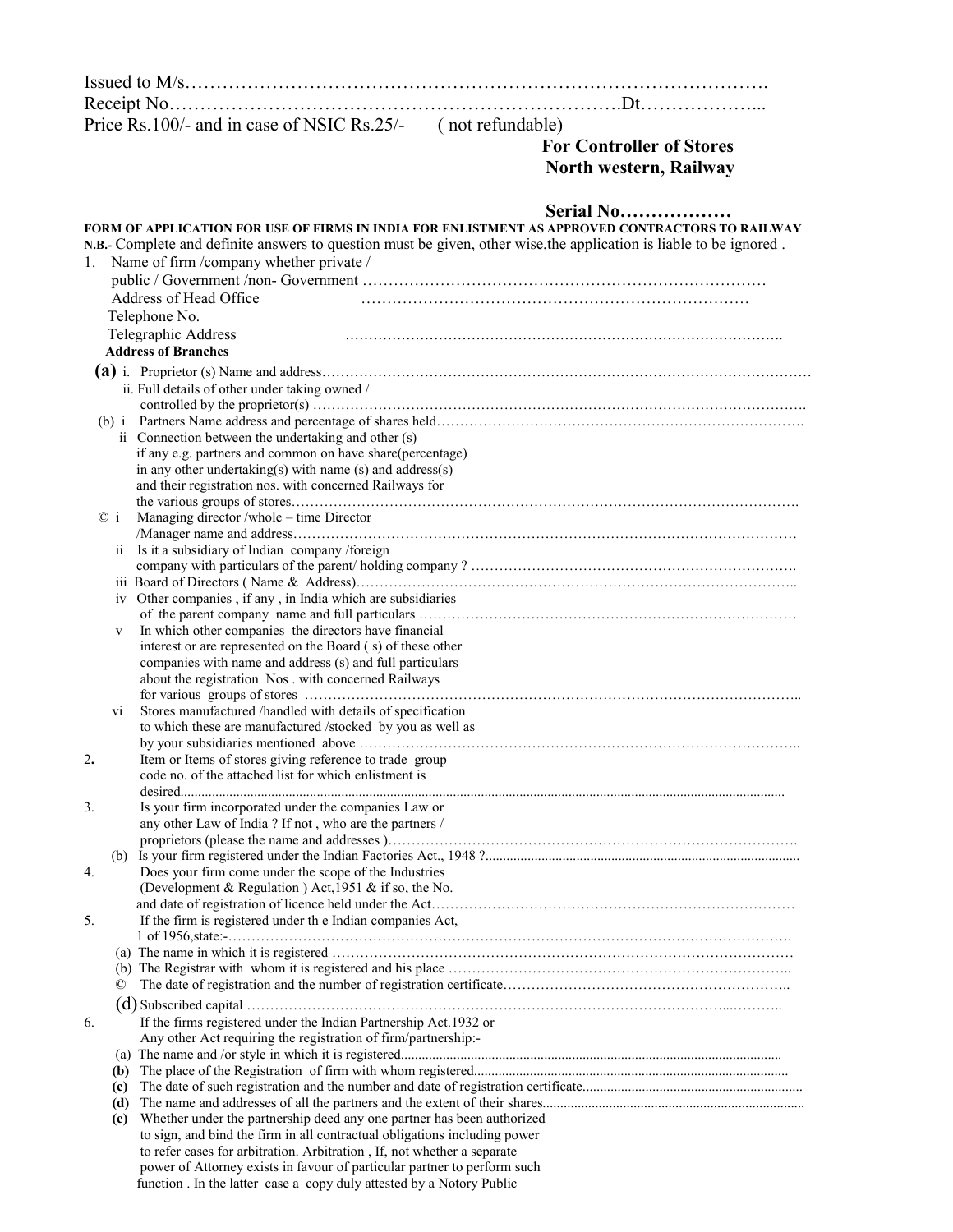Issued to M/s…………………………………………………………………………………….
Receipt No……………………………………………………………….Dt………………...
Price Rs.100/- and in case of NSIC Rs.25/- ( not refundable)

**For Controller of Stores**
**North western, Railway**

**Serial No………………**

**FORM OF APPLICATION FOR USE OF FIRMS IN INDIA FOR ENLISTMENT AS APPROVED CONTRACTORS TO RAILWAY**

**N.B.-** Complete and definite answers to question must be given, other wise,the application is liable to be ignored .

1. Name of firm /company whether private / public / Government /non- Government ……………………………………………………………………
   Address of Head Office ………………………………………………………………
   Telephone No.
   Telegraphic Address ……………………………………………………………………………….
   **Address of Branches**

   **(a)** i. Proprietor (s) Name and address…………………………………………………………………………………………………
      ii. Full details of other under taking owned / controlled by the proprietor(s) ……………………………………………………………………………………………….
   (b) i Partners Name address and percentage of shares held……………………………………………………………………….
      ii Connection between the undertaking and other (s) if any e.g. partners and common on have share(percentage) in any other undertaking(s) with name (s) and address(s) and their registration nos. with concerned Railways for the various groups of stores……………………………………………………………………………………………….
   © i Managing director /whole – time Director /Manager name and address……………………………………………………………………………………………
      ii Is it a subsidiary of Indian company /foreign company with particulars of the parent/ holding company ? …………………………………………………………….
      iii Board of Directors ( Name & Address)……………………………………………………………………………..
      iv Other companies , if any , in India which are subsidiaries of the parent company name and full particulars ………………………………………………………………………
      v In which other companies the directors have financial interest or are represented on the Board ( s) of these other companies with name and address (s) and full particulars about the registration Nos . with concerned Railways for various groups of stores ………………………………………………………………………………………………..
      vi Stores manufactured /handled with details of specification to which these are manufactured /stocked by you as well as by your subsidiaries mentioned above ……………………………………………………………………………………..

2. Item or Items of stores giving reference to trade group code no. of the attached list for which enlistment is desired.......................................................................................................................................................
3. Is your firm incorporated under the companies Law or any other Law of India ? If not , who are the partners / proprietors (please the name and addresses )………………………………………………………………………….
   (b) Is your firm registered under the Indian Factories Act., 1948 ?........................................................................................
4. Does your firm come under the scope of the Industries (Development & Regulation ) Act,1951 & if so, the No. and date of registration of licence held under the Act…………………………………………………………………
5. If the firm is registered under th e Indian companies Act, 1 of 1956,state:-……………………………………………………………………………………………………….
   (a) The name in which it is registered ………………………………………………………………………………………
   (b) The Registrar with whom it is registered and his place ……………………………………………………………..
   © The date of registration and the number of registration certificate……………………………………………………..
   **(d)** Subscribed capital …………………………………………………………………………………………...………..
6. If the firms registered under the Indian Partnership Act.1932 or Any other Act requiring the registration of firm/partnership:-
   (a) The name and /or style in which it is registered..........................................................................................................
   **(b)** The place of the Registration of firm with whom registered........................................................................................
   **(c)** The date of such registration and the number and date of registration certificate..............................................................
   **(d)** The name and addresses of all the partners and the extent of their shares..........................................................................
   **(e)** Whether under the partnership deed any one partner has been authorized to sign, and bind the firm in all contractual obligations including power to refer cases for arbitration. Arbitration , If, not whether a separate power of Attorney exists in favour of particular partner to perform such function . In the latter case a copy duly attested by a Notory Public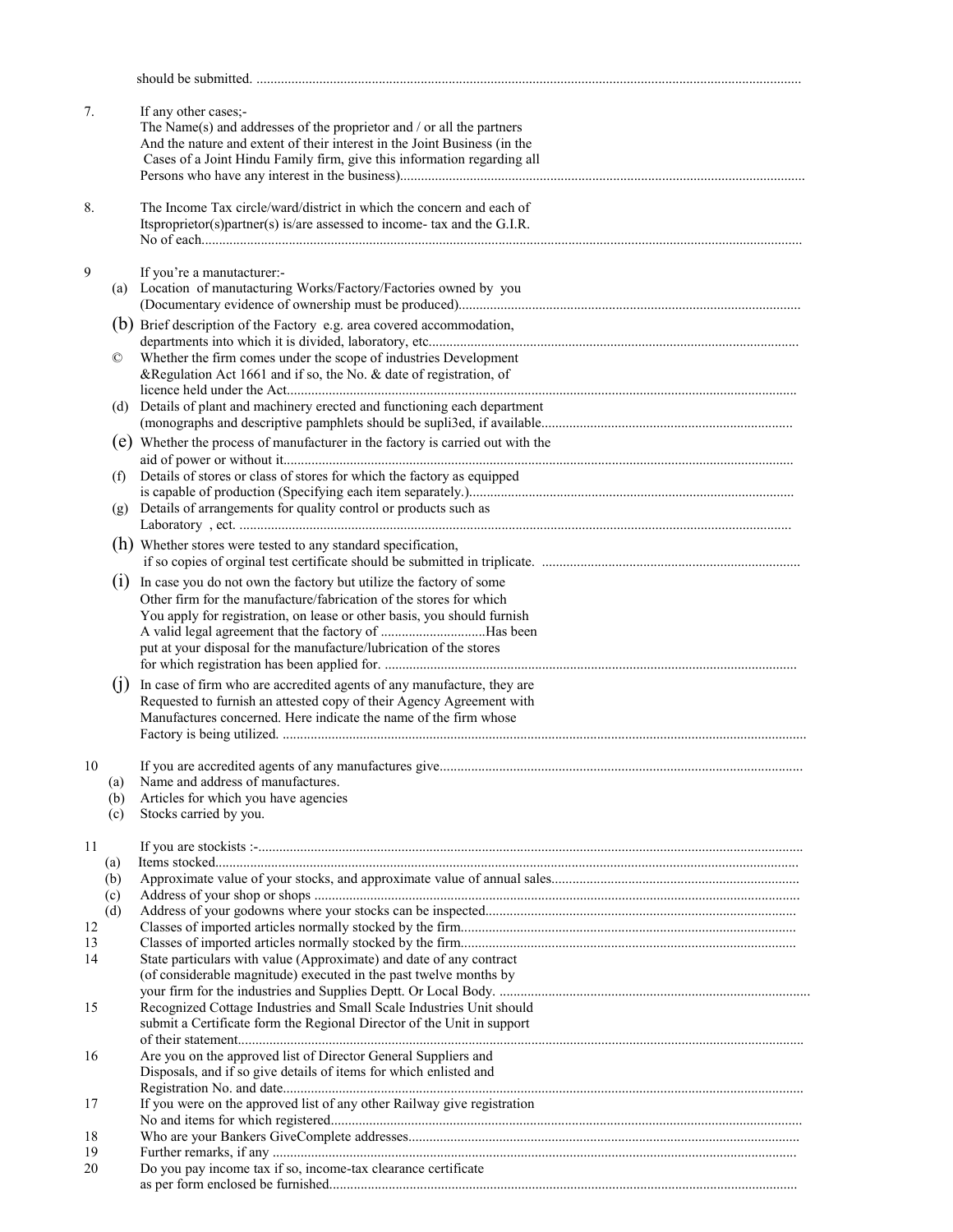should be submitted. ..........................................................................................................................................

7. If any other cases;-
The Name(s) and addresses of the proprietor and / or all the partners And the nature and extent of their interest in the Joint Business (in the Cases of a Joint Hindu Family firm, give this information regarding all Persons who have any interest in the business)...................................................................................................................

8. The Income Tax circle/ward/district in which the concern and each of Itsproprietor(s)partner(s) is/are assessed to income- tax and the G.I.R. No of each..........................................................................................................................................................

9 If you're a manutacturer:-

(a) Location of manutacturing Works/Factory/Factories owned by you (Documentary evidence of ownership must be produced)................................................................................................

(b) Brief description of the Factory e.g. area covered accommodation, departments into which it is divided, laboratory, etc.........................................................................................................

© Whether the firm comes under the scope of industries Development &Regulation Act 1661 and if so, the No. & date of registration, of licence held under the Act.................................................................................................................................

(d) Details of plant and machinery erected and functioning each department (monographs and descriptive pamphlets should be supli3ed, if available.......................................................................

(e) Whether the process of manufacturer in the factory is carried out with the aid of power or without it................................................................................................................................

(f) Details of stores or class of stores for which the factory as equipped is capable of production (Specifying each item separately.)............................................................................................

(g) Details of arrangements for quality control or products such as Laboratory , ect. ............................................................................................................................................

(h) Whether stores were tested to any standard specification, if so copies of orginal test certificate should be submitted in triplicate. .........................................................................

(i) In case you do not own the factory but utilize the factory of some Other firm for the manufacture/fabrication of the stores for which You apply for registration, on lease or other basis, you should furnish A valid legal agreement that the factory of ..............................Has been put at your disposal for the manufacture/lubrication of the stores for which registration has been applied for. ......................................................................................................

(j) In case of firm who are accredited agents of any manufacture, they are Requested to furnish an attested copy of their Agency Agreement with Manufactures concerned. Here indicate the name of the firm whose Factory is being utilized. ......................................................................................................................................

10 If you are accredited agents of any manufactures give.......................................................................................................

(a) Name and address of manufactures.

(b) Articles for which you have agencies

(c) Stocks carried by you.

11 If you are stockists :-...........................................................................................................................................................

(a) Items stocked......................................................................................................................................................

(b) Approximate value of your stocks, and approximate value of annual sales......................................................................

(c) Address of your shop or shops ..........................................................................................................................

(d) Address of your godowns where your stocks can be inspected........................................................................................

12 Classes of imported articles normally stocked by the firm..............................................................................................

13 Classes of imported articles normally stocked by the firm..............................................................................................

14 State particulars with value (Approximate) and date of any contract (of considerable magnitude) executed in the past twelve months by your firm for the industries and Supplies Deptt. Or Local Body. ........................................................................................

15 Recognized Cottage Industries and Small Scale Industries Unit should submit a Certificate form the Regional Director of the Unit in support of their statement................................................................................................................................................

16 Are you on the approved list of Director General Suppliers and Disposals, and if so give details of items for which enlisted and Registration No. and date...................................................................................................................................

17 If you were on the approved list of any other Railway give registration No and items for which registered.......................................................................................................................

18 Who are your Bankers GiveComplete addresses..............................................................................................

19 Further remarks, if any ....................................................................................................................................

20 Do you pay income tax if so, income-tax clearance certificate as per form enclosed be furnished.....................................................................................................................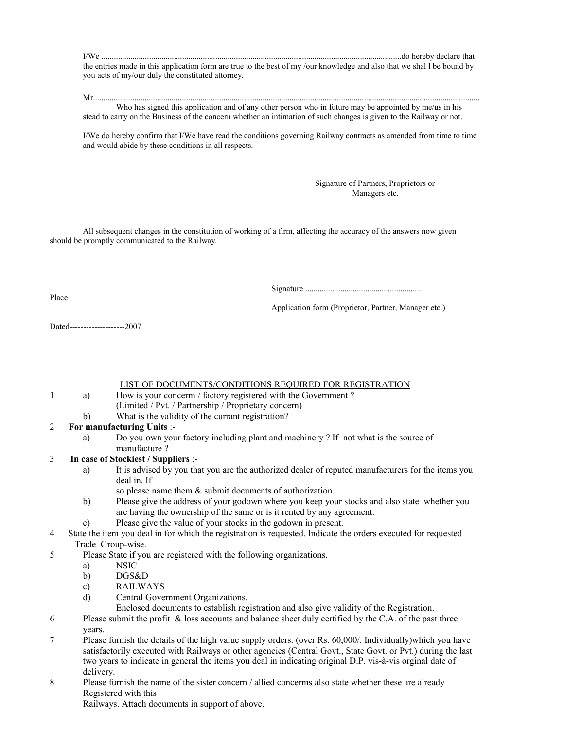I/We ....................................................................................................................................................do hereby declare that the entries made in this application form are true to the best of my /our knowledge and also that we shal l be bound by you acts of my/our duly the constituted attorney.

Mr...................................................................................................................................................................................

Who has signed this application and of any other person who in future may be appointed by me/us in his stead to carry on the Business of the concern whether an intimation of such changes is given to the Railway or not.

I/We do hereby confirm that I/We have read the conditions governing Railway contracts as amended from time to time and would abide by these conditions in all respects.

Signature of Partners, Proprietors or Managers etc.

All subsequent changes in the constitution of working of a firm, affecting the accuracy of the answers now given should be promptly communicated to the Railway.

Signature ........................................................

Place

Application form (Proprietor, Partner, Manager etc.)

Dated--------------------2007

## LIST OF DOCUMENTS/CONDITIONS REQUIRED FOR REGISTRATION

1. a) How is your concerm / factory registered with the Government ?
   (Limited / Pvt. / Partnership / Proprietary concern)
   b) What is the validity of the currant registration?
2. **For manufacturing Units** :-
   a) Do you own your factory including plant and machinery ? If not what is the source of manufacture ?
3. **In case of Stockiest / Suppliers** :-
   a) It is advised by you that you are the authorized dealer of reputed manufacturers for the items you deal in. If
   so please name them & submit documents of authorization.
   b) Please give the address of your godown where you keep your stocks and also state whether you are having the ownership of the same or is it rented by any agreement.
   c) Please give the value of your stocks in the godown in present.
4. State the item you deal in for which the registration is requested. Indicate the orders executed for requested Trade Group-wise.
5. Please State if you are registered with the following organizations.
   a) NSIC
   b) DGS&D
   c) RAILWAYS
   d) Central Government Organizations.
   Enclosed documents to establish registration and also give validity of the Registration.
6. Please submit the profit & loss accounts and balance sheet duly certified by the C.A. of the past three years.
7. Please furnish the details of the high value supply orders. (over Rs. 60,000/. Individually)which you have satisfactorily executed with Railways or other agencies (Central Govt., State Govt. or Pvt.) during the last two years to indicate in general the items you deal in indicating original D.P. vis-à-vis orginal date of delivery.
8. Please furnish the name of the sister concern / allied concerms also state whether these are already Registered with this
   Railways. Attach documents in support of above.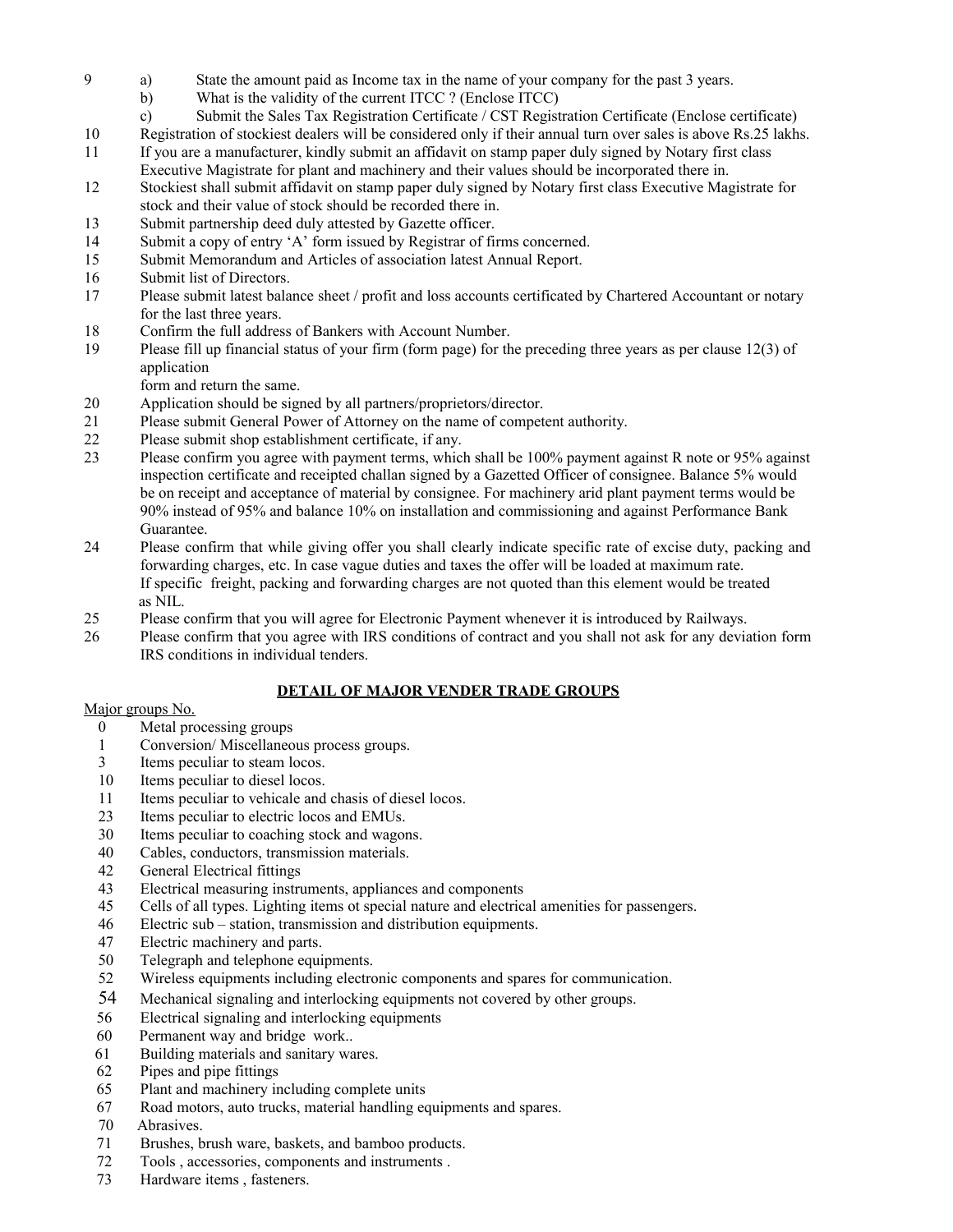9 a) State the amount paid as Income tax in the name of your company for the past 3 years.
   b) What is the validity of the current ITCC ? (Enclose ITCC)
   c) Submit the Sales Tax Registration Certificate / CST Registration Certificate (Enclose certificate)

10 Registration of stockiest dealers will be considered only if their annual turn over sales is above Rs.25 lakhs.

11 If you are a manufacturer, kindly submit an affidavit on stamp paper duly signed by Notary first class Executive Magistrate for plant and machinery and their values should be incorporated there in.

12 Stockiest shall submit affidavit on stamp paper duly signed by Notary first class Executive Magistrate for stock and their value of stock should be recorded there in.

13 Submit partnership deed duly attested by Gazette officer.

14 Submit a copy of entry 'A' form issued by Registrar of firms concerned.

15 Submit Memorandum and Articles of association latest Annual Report.

16 Submit list of Directors.

17 Please submit latest balance sheet / profit and loss accounts certificated by Chartered Accountant or notary for the last three years.

18 Confirm the full address of Bankers with Account Number.

19 Please fill up financial status of your firm (form page) for the preceding three years as per clause 12(3) of application
form and return the same.

20 Application should be signed by all partners/proprietors/director.

21 Please submit General Power of Attorney on the name of competent authority.

22 Please submit shop establishment certificate, if any.

23 Please confirm you agree with payment terms, which shall be 100% payment against R note or 95% against inspection certificate and receipted challan signed by a Gazetted Officer of consignee. Balance 5% would be on receipt and acceptance of material by consignee. For machinery arid plant payment terms would be 90% instead of 95% and balance 10% on installation and commissioning and against Performance Bank Guarantee.

24 Please confirm that while giving offer you shall clearly indicate specific rate of excise duty, packing and forwarding charges, etc. In case vague duties and taxes the offer will be loaded at maximum rate. If specific freight, packing and forwarding charges are not quoted than this element would be treated as NIL.

25 Please confirm that you will agree for Electronic Payment whenever it is introduced by Railways.

26 Please confirm that you agree with IRS conditions of contract and you shall not ask for any deviation form IRS conditions in individual tenders.

## DETAIL OF MAJOR VENDER TRADE GROUPS

Major groups No.

0 Metal processing groups
1 Conversion/ Miscellaneous process groups.
3 Items peculiar to steam locos.
10 Items peculiar to diesel locos.
11 Items peculiar to vehicale and chasis of diesel locos.
23 Items peculiar to electric locos and EMUs.
30 Items peculiar to coaching stock and wagons.
40 Cables, conductors, transmission materials.
42 General Electrical fittings
43 Electrical measuring instruments, appliances and components
45 Cells of all types. Lighting items ot special nature and electrical amenities for passengers.
46 Electric sub – station, transmission and distribution equipments.
47 Electric machinery and parts.
50 Telegraph and telephone equipments.
52 Wireless equipments including electronic components and spares for communication.
54 Mechanical signaling and interlocking equipments not covered by other groups.
56 Electrical signaling and interlocking equipments
60 Permanent way and bridge work..
61 Building materials and sanitary wares.
62 Pipes and pipe fittings
65 Plant and machinery including complete units
67 Road motors, auto trucks, material handling equipments and spares.
70 Abrasives.
71 Brushes, brush ware, baskets, and bamboo products.
72 Tools , accessories, components and instruments .
73 Hardware items , fasteners.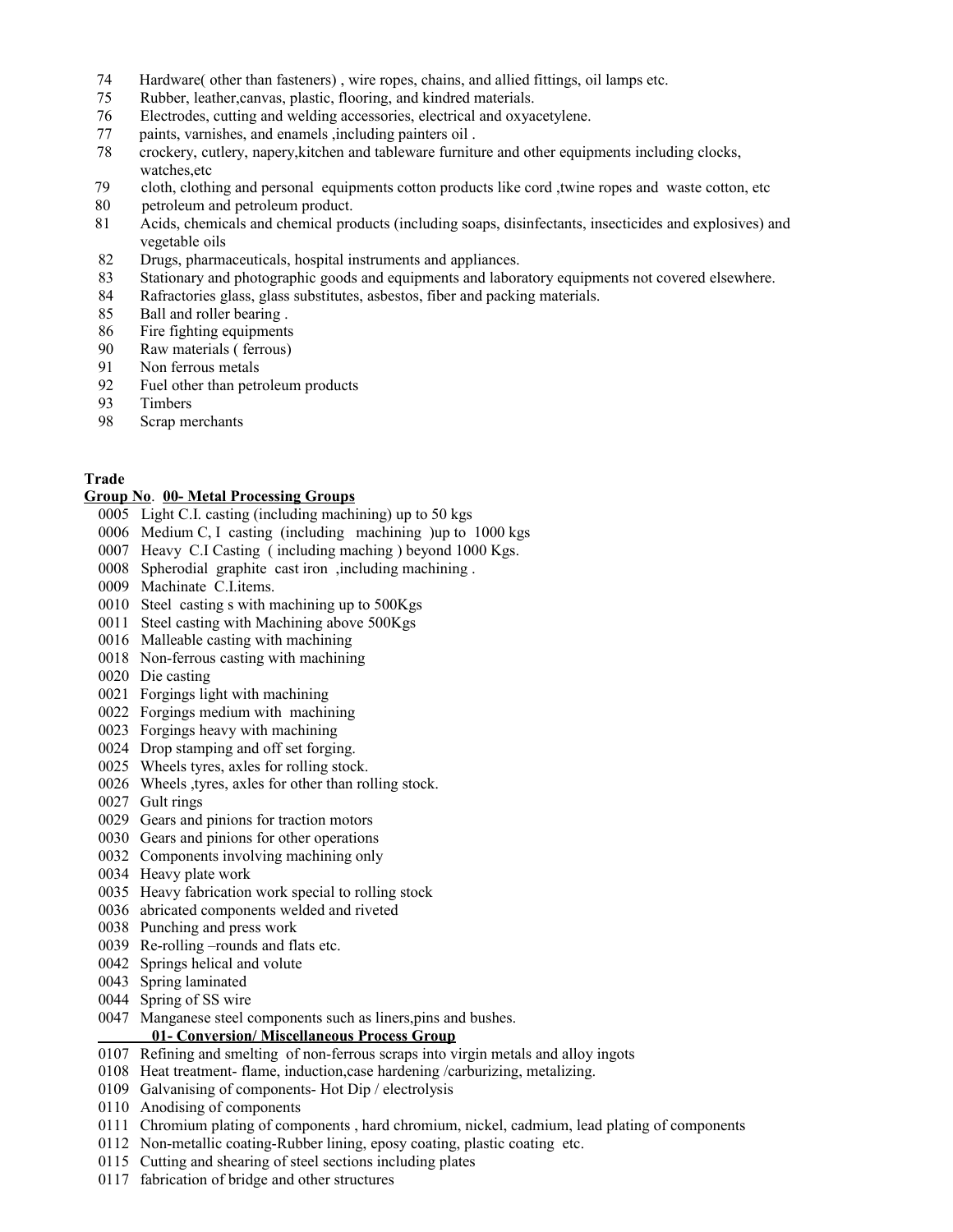74 Hardware( other than fasteners) , wire ropes, chains, and allied fittings, oil lamps etc.
75 Rubber, leather,canvas, plastic, flooring, and kindred materials.
76 Electrodes, cutting and welding accessories, electrical and oxyacetylene.
77 paints, varnishes, and enamels ,including painters oil .
78 crockery, cutlery, napery,kitchen and tableware furniture and other equipments including clocks, watches,etc
79 cloth, clothing and personal equipments cotton products like cord ,twine ropes and waste cotton, etc
80 petroleum and petroleum product.
81 Acids, chemicals and chemical products (including soaps, disinfectants, insecticides and explosives) and vegetable oils
82 Drugs, pharmaceuticals, hospital instruments and appliances.
83 Stationary and photographic goods and equipments and laboratory equipments not covered elsewhere.
84 Rafractories glass, glass substitutes, asbestos, fiber and packing materials.
85 Ball and roller bearing .
86 Fire fighting equipments
90 Raw materials ( ferrous)
91 Non ferrous metals
92 Fuel other than petroleum products
93 Timbers
98 Scrap merchants

**Trade**

**Group No. 00- Metal Processing Groups**

0005 Light C.I. casting (including machining) up to 50 kgs
0006 Medium C, I casting (including machining )up to 1000 kgs
0007 Heavy C.I Casting ( including maching ) beyond 1000 Kgs.
0008 Spherodial graphite cast iron ,including machining .
0009 Machinate C.I.items.
0010 Steel casting s with machining up to 500Kgs
0011 Steel casting with Machining above 500Kgs
0016 Malleable casting with machining
0018 Non-ferrous casting with machining
0020 Die casting
0021 Forgings light with machining
0022 Forgings medium with machining
0023 Forgings heavy with machining
0024 Drop stamping and off set forging.
0025 Wheels tyres, axles for rolling stock.
0026 Wheels ,tyres, axles for other than rolling stock.
0027 Gult rings
0029 Gears and pinions for traction motors
0030 Gears and pinions for other operations
0032 Components involving machining only
0034 Heavy plate work
0035 Heavy fabrication work special to rolling stock
0036 abricated components welded and riveted
0038 Punching and press work
0039 Re-rolling –rounds and flats etc.
0042 Springs helical and volute
0043 Spring laminated
0044 Spring of SS wire
0047 Manganese steel components such as liners,pins and bushes.

**01- Conversion/ Miscellaneous Process Group**

0107 Refining and smelting of non-ferrous scraps into virgin metals and alloy ingots
0108 Heat treatment- flame, induction,case hardening /carburizing, metalizing.
0109 Galvanising of components- Hot Dip / electrolysis
0110 Anodising of components
0111 Chromium plating of components , hard chromium, nickel, cadmium, lead plating of components
0112 Non-metallic coating-Rubber lining, eposy coating, plastic coating etc.
0115 Cutting and shearing of steel sections including plates
0117 fabrication of bridge and other structures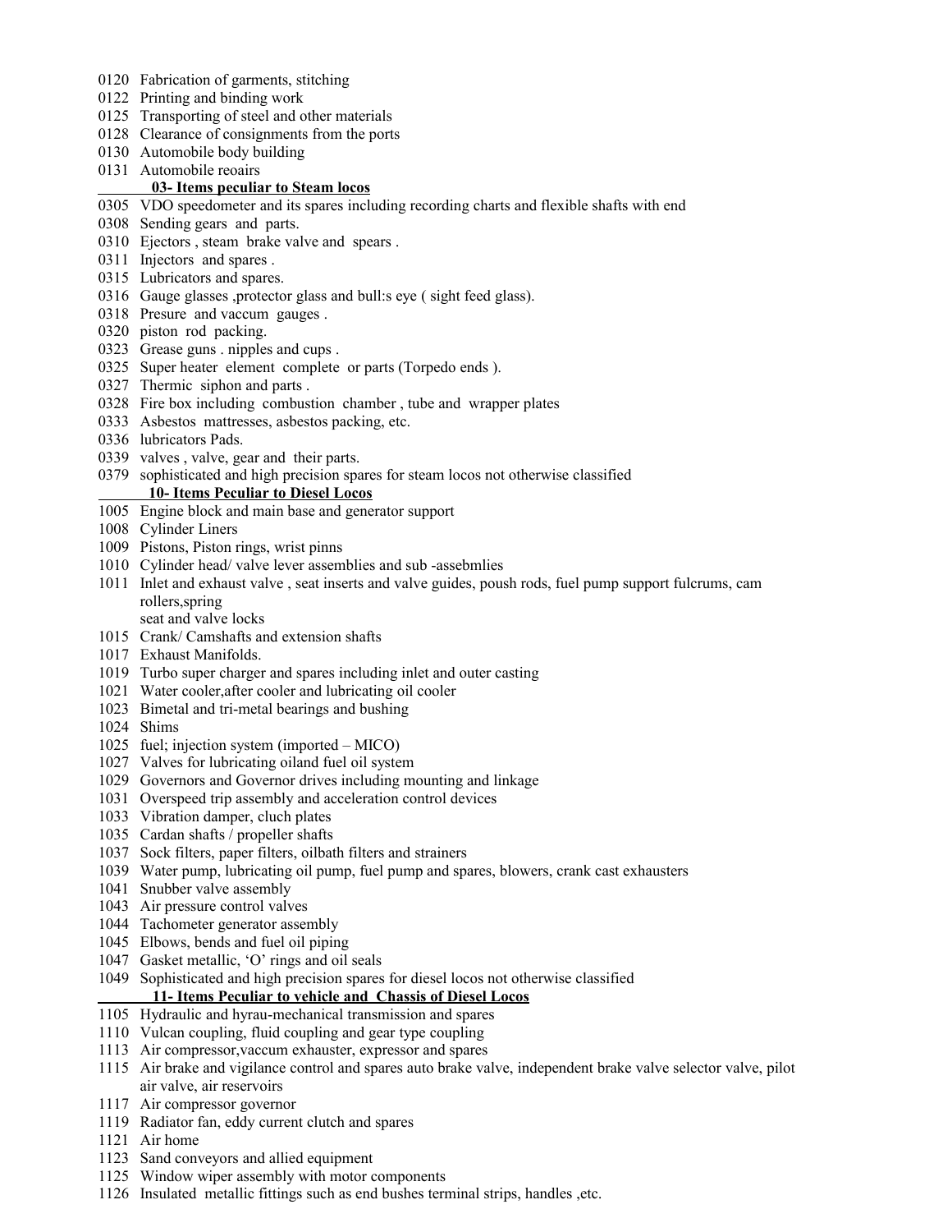0120 Fabrication of garments, stitching
0122 Printing and binding work
0125 Transporting of steel and other materials
0128 Clearance of consignments from the ports
0130 Automobile body building
0131 Automobile reoairs

**<u>03- Items peculiar to Steam locos</u>**

0305 VDO speedometer and its spares including recording charts and flexible shafts with end
0308 Sending gears and parts.
0310 Ejectors , steam brake valve and spears .
0311 Injectors and spares .
0315 Lubricators and spares.
0316 Gauge glasses ,protector glass and bull:s eye ( sight feed glass).
0318 Presure and vaccum gauges .
0320 piston rod packing.
0323 Grease guns . nipples and cups .
0325 Super heater element complete or parts (Torpedo ends ).
0327 Thermic siphon and parts .
0328 Fire box including combustion chamber , tube and wrapper plates
0333 Asbestos mattresses, asbestos packing, etc.
0336 lubricators Pads.
0339 valves , valve, gear and their parts.
0379 sophisticated and high precision spares for steam locos not otherwise classified

**<u>10- Items Peculiar to Diesel Locos</u>**

1005 Engine block and main base and generator support
1008 Cylinder Liners
1009 Pistons, Piston rings, wrist pinns
1010 Cylinder head/ valve lever assemblies and sub -assebmlies
1011 Inlet and exhaust valve , seat inserts and valve guides, poush rods, fuel pump support fulcrums, cam rollers,spring seat and valve locks
1015 Crank/ Camshafts and extension shafts
1017 Exhaust Manifolds.
1019 Turbo super charger and spares including inlet and outer casting
1021 Water cooler,after cooler and lubricating oil cooler
1023 Bimetal and tri-metal bearings and bushing
1024 Shims
1025 fuel; injection system (imported – MICO)
1027 Valves for lubricating oiland fuel oil system
1029 Governors and Governor drives including mounting and linkage
1031 Overspeed trip assembly and acceleration control devices
1033 Vibration damper, cluch plates
1035 Cardan shafts / propeller shafts
1037 Sock filters, paper filters, oilbath filters and strainers
1039 Water pump, lubricating oil pump, fuel pump and spares, blowers, crank cast exhausters
1041 Snubber valve assembly
1043 Air pressure control valves
1044 Tachometer generator assembly
1045 Elbows, bends and fuel oil piping
1047 Gasket metallic, 'O' rings and oil seals
1049 Sophisticated and high precision spares for diesel locos not otherwise classified

**<u>11- Items Peculiar to vehicle and Chassis of Diesel Locos</u>**

1105 Hydraulic and hyrau-mechanical transmission and spares
1110 Vulcan coupling, fluid coupling and gear type coupling
1113 Air compressor,vaccum exhauster, expressor and spares
1115 Air brake and vigilance control and spares auto brake valve, independent brake valve selector valve, pilot air valve, air reservoirs
1117 Air compressor governor
1119 Radiator fan, eddy current clutch and spares
1121 Air home
1123 Sand conveyors and allied equipment
1125 Window wiper assembly with motor components
1126 Insulated metallic fittings such as end bushes terminal strips, handles ,etc.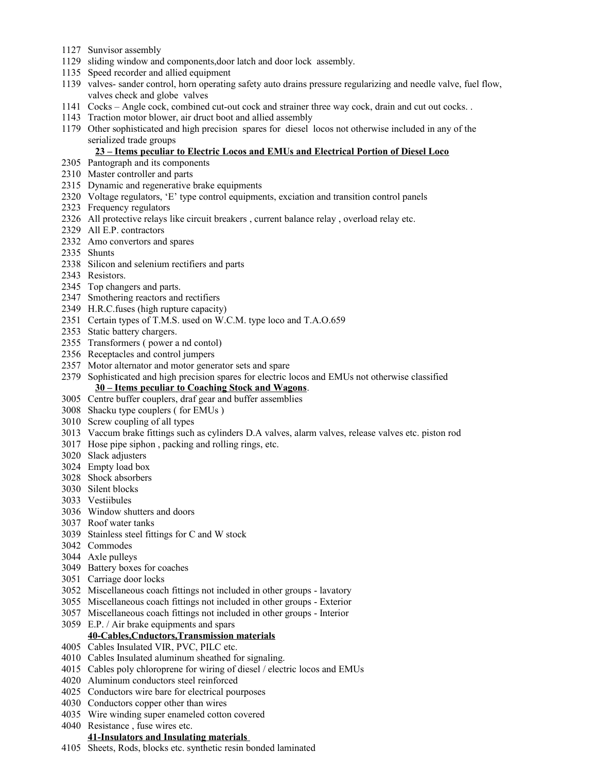1127 Sunvisor assembly
1129 sliding window and components,door latch and door lock assembly.
1135 Speed recorder and allied equipment
1139 valves- sander control, horn operating safety auto drains pressure regularizing and needle valve, fuel flow, valves check and globe valves
1141 Cocks – Angle cock, combined cut-out cock and strainer three way cock, drain and cut out cocks. .
1143 Traction motor blower, air druct boot and allied assembly
1179 Other sophisticated and high precision spares for diesel locos not otherwise included in any of the serialized trade groups

**23 – Items peculiar to Electric Locos and EMUs and Electrical Portion of Diesel Loco**

2305 Pantograph and its components
2310 Master controller and parts
2315 Dynamic and regenerative brake equipments
2320 Voltage regulators, 'E' type control equipments, exciation and transition control panels
2323 Frequency regulators
2326 All protective relays like circuit breakers , current balance relay , overload relay etc.
2329 All E.P. contractors
2332 Amo convertors and spares
2335 Shunts
2338 Silicon and selenium rectifiers and parts
2343 Resistors.
2345 Top changers and parts.
2347 Smothering reactors and rectifiers
2349 H.R.C.fuses (high rupture capacity)
2351 Certain types of T.M.S. used on W.C.M. type loco and T.A.O.659
2353 Static battery chargers.
2355 Transformers ( power a nd contol)
2356 Receptacles and control jumpers
2357 Motor alternator and motor generator sets and spare
2379 Sophisticated and high precision spares for electric locos and EMUs not otherwise classified

**30 – Items peculiar to Coaching Stock and Wagons**.

3005 Centre buffer couplers, draf gear and buffer assemblies
3008 Shacku type couplers ( for EMUs )
3010 Screw coupling of all types
3013 Vaccum brake fittings such as cylinders D.A valves, alarm valves, release valves etc. piston rod
3017 Hose pipe siphon , packing and rolling rings, etc.
3020 Slack adjusters
3024 Empty load box
3028 Shock absorbers
3030 Silent blocks
3033 Vestiibules
3036 Window shutters and doors
3037 Roof water tanks
3039 Stainless steel fittings for C and W stock
3042 Commodes
3044 Axle pulleys
3049 Battery boxes for coaches
3051 Carriage door locks
3052 Miscellaneous coach fittings not included in other groups - lavatory
3055 Miscellaneous coach fittings not included in other groups - Exterior
3057 Miscellaneous coach fittings not included in other groups - Interior
3059 E.P. / Air brake equipments and spars

**40-Cables,Cnductors,Transmission materials**

4005 Cables Insulated VIR, PVC, PILC etc.
4010 Cables Insulated aluminum sheathed for signaling.
4015 Cables poly chloroprene for wiring of diesel / electric locos and EMUs
4020 Aluminum conductors steel reinforced
4025 Conductors wire bare for electrical pourposes
4030 Conductors copper other than wires
4035 Wire winding super enameled cotton covered
4040 Resistance , fuse wires etc.

**41-Insulators and Insulating materials**

4105 Sheets, Rods, blocks etc. synthetic resin bonded laminated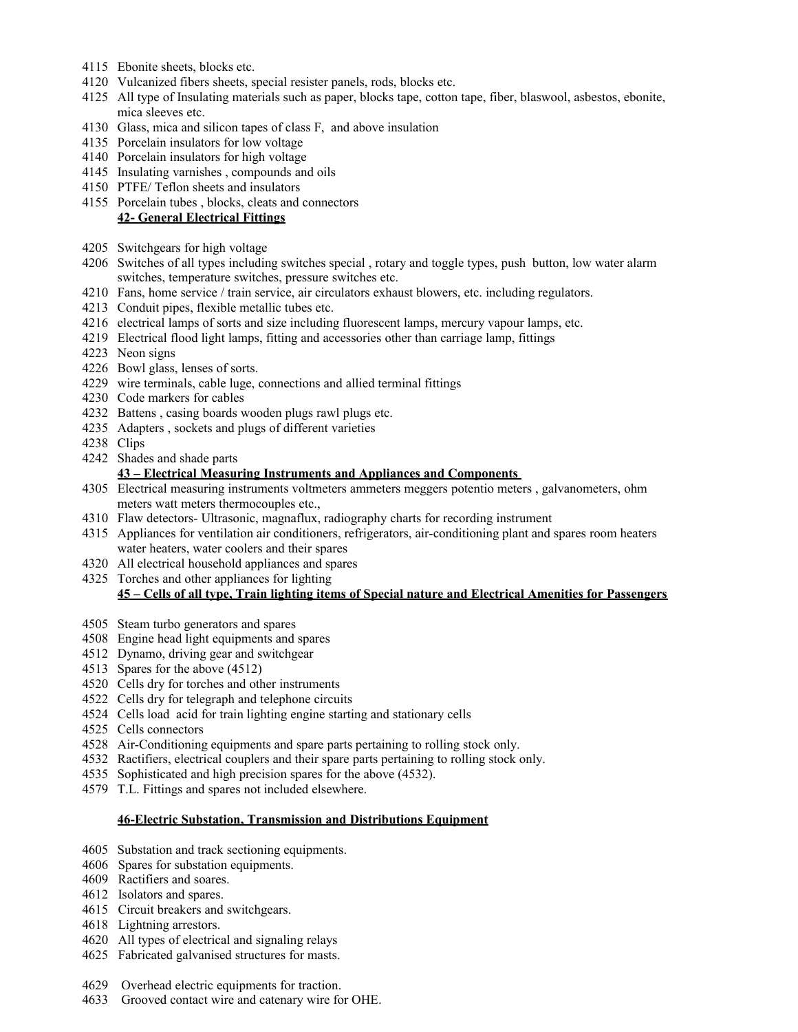4115 Ebonite sheets, blocks etc.
4120 Vulcanized fibers sheets, special resister panels, rods, blocks etc.
4125 All type of Insulating materials such as paper, blocks tape, cotton tape, fiber, blaswool, asbestos, ebonite, mica sleeves etc.
4130 Glass, mica and silicon tapes of class F, and above insulation
4135 Porcelain insulators for low voltage
4140 Porcelain insulators for high voltage
4145 Insulating varnishes , compounds and oils
4150 PTFE/ Teflon sheets and insulators
4155 Porcelain tubes , blocks, cleats and connectors

**42- General Electrical Fittings**

4205 Switchgears for high voltage
4206 Switches of all types including switches special , rotary and toggle types, push button, low water alarm switches, temperature switches, pressure switches etc.
4210 Fans, home service / train service, air circulators exhaust blowers, etc. including regulators.
4213 Conduit pipes, flexible metallic tubes etc.
4216 electrical lamps of sorts and size including fluorescent lamps, mercury vapour lamps, etc.
4219 Electrical flood light lamps, fitting and accessories other than carriage lamp, fittings
4223 Neon signs
4226 Bowl glass, lenses of sorts.
4229 wire terminals, cable luge, connections and allied terminal fittings
4230 Code markers for cables
4232 Battens , casing boards wooden plugs rawl plugs etc.
4235 Adapters , sockets and plugs of different varieties
4238 Clips
4242 Shades and shade parts

**43 – Electrical Measuring Instruments and Appliances and Components**

4305 Electrical measuring instruments voltmeters ammeters meggers potentio meters , galvanometers, ohm meters watt meters thermocouples etc.,
4310 Flaw detectors- Ultrasonic, magnaflux, radiography charts for recording instrument
4315 Appliances for ventilation air conditioners, refrigerators, air-conditioning plant and spares room heaters water heaters, water coolers and their spares
4320 All electrical household appliances and spares
4325 Torches and other appliances for lighting

**45 – Cells of all type, Train lighting items of Special nature and Electrical Amenities for Passengers**

4505 Steam turbo generators and spares
4508 Engine head light equipments and spares
4512 Dynamo, driving gear and switchgear
4513 Spares for the above (4512)
4520 Cells dry for torches and other instruments
4522 Cells dry for telegraph and telephone circuits
4524 Cells load acid for train lighting engine starting and stationary cells
4525 Cells connectors
4528 Air-Conditioning equipments and spare parts pertaining to rolling stock only.
4532 Ractifiers, electrical couplers and their spare parts pertaining to rolling stock only.
4535 Sophisticated and high precision spares for the above (4532).
4579 T.L. Fittings and spares not included elsewhere.

**46-Electric Substation, Transmission and Distributions Equipment**

4605 Substation and track sectioning equipments.
4606 Spares for substation equipments.
4609 Ractifiers and soares.
4612 Isolators and spares.
4615 Circuit breakers and switchgears.
4618 Lightning arrestors.
4620 All types of electrical and signaling relays
4625 Fabricated galvanised structures for masts.

4629 Overhead electric equipments for traction.
4633 Grooved contact wire and catenary wire for OHE.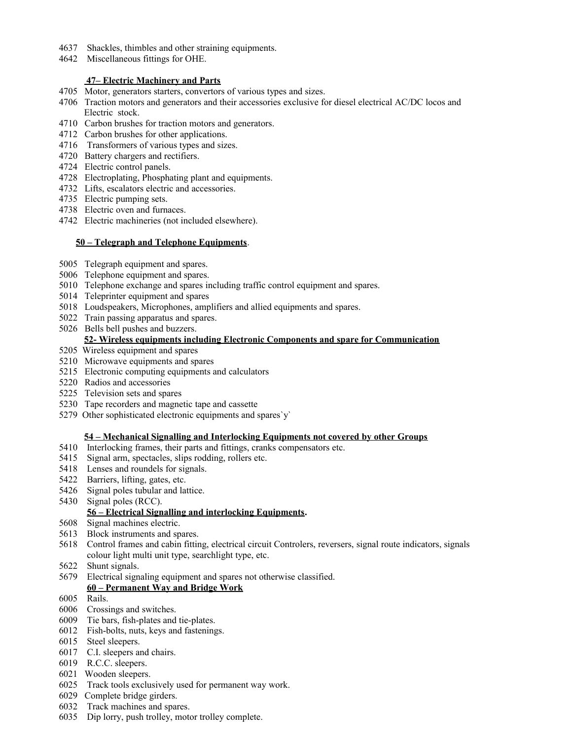4637 Shackles, thimbles and other straining equipments.
4642 Miscellaneous fittings for OHE.

**47– Electric Machinery and Parts**

4705 Motor, generators starters, convertors of various types and sizes.
4706 Traction motors and generators and their accessories exclusive for diesel electrical AC/DC locos and Electric stock.
4710 Carbon brushes for traction motors and generators.
4712 Carbon brushes for other applications.
4716 Transformers of various types and sizes.
4720 Battery chargers and rectifiers.
4724 Electric control panels.
4728 Electroplating, Phosphating plant and equipments.
4732 Lifts, escalators electric and accessories.
4735 Electric pumping sets.
4738 Electric oven and furnaces.
4742 Electric machineries (not included elsewhere).

**50 – Telegraph and Telephone Equipments**.

5005 Telegraph equipment and spares.
5006 Telephone equipment and spares.
5010 Telephone exchange and spares including traffic control equipment and spares.
5014 Teleprinter equipment and spares
5018 Loudspeakers, Microphones, amplifiers and allied equipments and spares.
5022 Train passing apparatus and spares.
5026 Bells bell pushes and buzzers.

**52- Wireless equipments including Electronic Components and spare for Communication**

5205 Wireless equipment and spares
5210 Microwave equipments and spares
5215 Electronic computing equipments and calculators
5220 Radios and accessories
5225 Television sets and spares
5230 Tape recorders and magnetic tape and cassette
5279 Other sophisticated electronic equipments and spares`y`

**54 – Mechanical Signalling and Interlocking Equipments not covered by other Groups**

5410 Interlocking frames, their parts and fittings, cranks compensators etc.
5415 Signal arm, spectacles, slips rodding, rollers etc.
5418 Lenses and roundels for signals.
5422 Barriers, lifting, gates, etc.
5426 Signal poles tubular and lattice.
5430 Signal poles (RCC).

**56 – Electrical Signalling and interlocking Equipments.**

5608 Signal machines electric.
5613 Block instruments and spares.
5618 Control frames and cabin fitting, electrical circuit Controlers, reversers, signal route indicators, signals colour light multi unit type, searchlight type, etc.
5622 Shunt signals.
5679 Electrical signaling equipment and spares not otherwise classified.

**60 – Permanent Way and Bridge Work**

6005 Rails.
6006 Crossings and switches.
6009 Tie bars, fish-plates and tie-plates.
6012 Fish-bolts, nuts, keys and fastenings.
6015 Steel sleepers.
6017 C.I. sleepers and chairs.
6019 R.C.C. sleepers.
6021 Wooden sleepers.
6025 Track tools exclusively used for permanent way work.
6029 Complete bridge girders.
6032 Track machines and spares.
6035 Dip lorry, push trolley, motor trolley complete.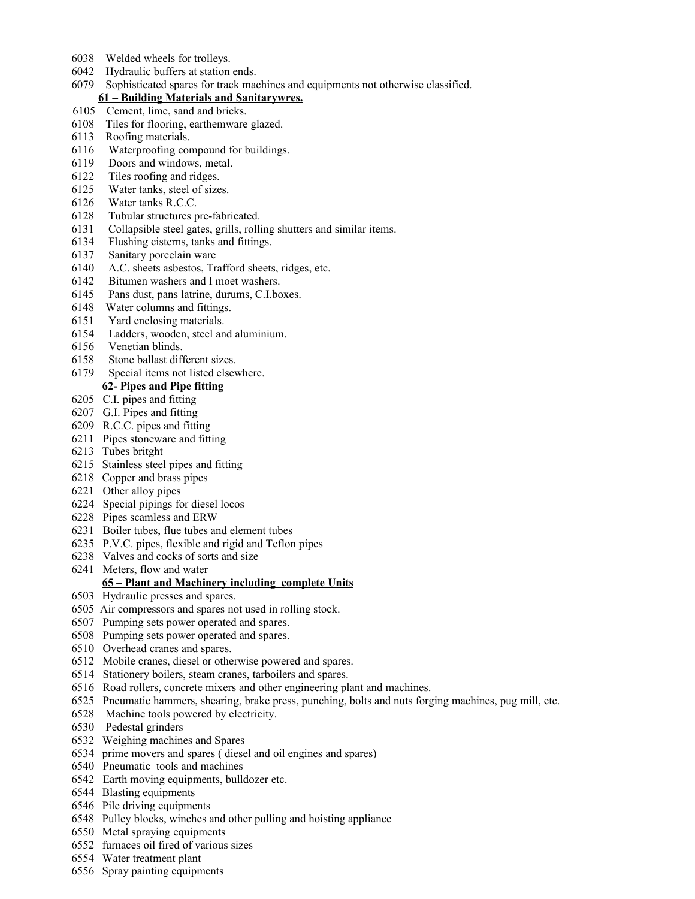6038 Welded wheels for trolleys.
6042 Hydraulic buffers at station ends.
6079 Sophisticated spares for track machines and equipments not otherwise classified.

**61 – Building Materials and Sanitarywres.**

6105 Cement, lime, sand and bricks.
6108 Tiles for flooring, earthemware glazed.
6113 Roofing materials.
6116 Waterproofing compound for buildings.
6119 Doors and windows, metal.
6122 Tiles roofing and ridges.
6125 Water tanks, steel of sizes.
6126 Water tanks R.C.C.
6128 Tubular structures pre-fabricated.
6131 Collapsible steel gates, grills, rolling shutters and similar items.
6134 Flushing cisterns, tanks and fittings.
6137 Sanitary porcelain ware
6140 A.C. sheets asbestos, Trafford sheets, ridges, etc.
6142 Bitumen washers and I moet washers.
6145 Pans dust, pans latrine, durums, C.I.boxes.
6148 Water columns and fittings.
6151 Yard enclosing materials.
6154 Ladders, wooden, steel and aluminium.
6156 Venetian blinds.
6158 Stone ballast different sizes.
6179 Special items not listed elsewhere.

**62- Pipes and Pipe fitting**

6205 C.I. pipes and fitting
6207 G.I. Pipes and fitting
6209 R.C.C. pipes and fitting
6211 Pipes stoneware and fitting
6213 Tubes britght
6215 Stainless steel pipes and fitting
6218 Copper and brass pipes
6221 Other alloy pipes
6224 Special pipings for diesel locos
6228 Pipes scamless and ERW
6231 Boiler tubes, flue tubes and element tubes
6235 P.V.C. pipes, flexible and rigid and Teflon pipes
6238 Valves and cocks of sorts and size
6241 Meters, flow and water

**65 – Plant and Machinery including complete Units**

6503 Hydraulic presses and spares.
6505 Air compressors and spares not used in rolling stock.
6507 Pumping sets power operated and spares.
6508 Pumping sets power operated and spares.
6510 Overhead cranes and spares.
6512 Mobile cranes, diesel or otherwise powered and spares.
6514 Stationery boilers, steam cranes, tarboilers and spares.
6516 Road rollers, concrete mixers and other engineering plant and machines.
6525 Pneumatic hammers, shearing, brake press, punching, bolts and nuts forging machines, pug mill, etc.
6528 Machine tools powered by electricity.
6530 Pedestal grinders
6532 Weighing machines and Spares
6534 prime movers and spares ( diesel and oil engines and spares)
6540 Pneumatic tools and machines
6542 Earth moving equipments, bulldozer etc.
6544 Blasting equipments
6546 Pile driving equipments
6548 Pulley blocks, winches and other pulling and hoisting appliance
6550 Metal spraying equipments
6552 furnaces oil fired of various sizes
6554 Water treatment plant
6556 Spray painting equipments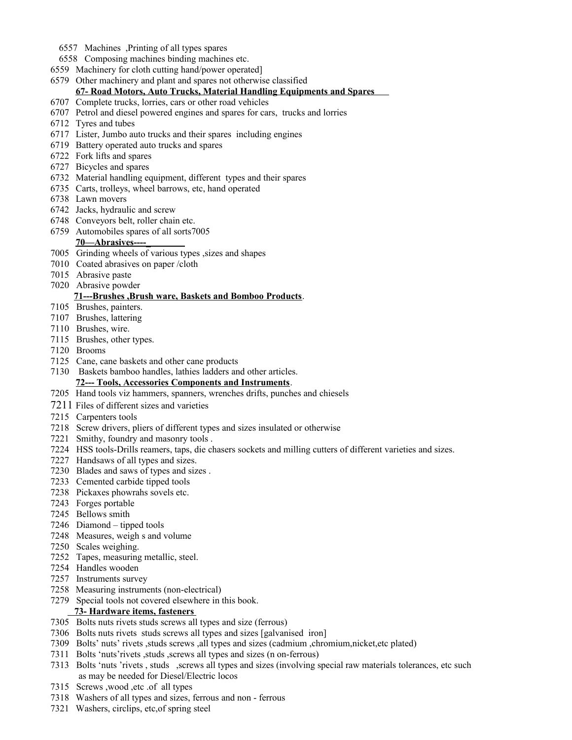6557 Machines ,Printing of all types spares
6558 Composing machines binding machines etc.
6559 Machinery for cloth cutting hand/power operated]
6579 Other machinery and plant and spares not otherwise classified

**67- Road Motors, Auto Trucks, Material Handling Equipments and Spares**

6707 Complete trucks, lorries, cars or other road vehicles
6707 Petrol and diesel powered engines and spares for cars, trucks and lorries
6712 Tyres and tubes
6717 Lister, Jumbo auto trucks and their spares including engines
6719 Battery operated auto trucks and spares
6722 Fork lifts and spares
6727 Bicycles and spares
6732 Material handling equipment, different types and their spares
6735 Carts, trolleys, wheel barrows, etc, hand operated
6738 Lawn movers
6742 Jacks, hydraulic and screw
6748 Conveyors belt, roller chain etc.
6759 Automobiles spares of all sorts7005

**70—Abrasives----**

7005 Grinding wheels of various types ,sizes and shapes
7010 Coated abrasives on paper /cloth
7015 Abrasive paste
7020 Abrasive powder

**71---Brushes ,Brush ware, Baskets and Bomboo Products**.

7105 Brushes, painters.
7107 Brushes, lattering
7110 Brushes, wire.
7115 Brushes, other types.
7120 Brooms
7125 Cane, cane baskets and other cane products
7130 Baskets bamboo handles, lathies ladders and other articles.

**72--- Tools, Accessories Components and Instruments**.

7205 Hand tools viz hammers, spanners, wrenches drifts, punches and chiesels
7211 Files of different sizes and varieties
7215 Carpenters tools
7218 Screw drivers, pliers of different types and sizes insulated or otherwise
7221 Smithy, foundry and masonry tools .
7224 HSS tools-Drills reamers, taps, die chasers sockets and milling cutters of different varieties and sizes.
7227 Handsaws of all types and sizes.
7230 Blades and saws of types and sizes .
7233 Cemented carbide tipped tools
7238 Pickaxes phowrahs sovels etc.
7243 Forges portable
7245 Bellows smith
7246 Diamond – tipped tools
7248 Measures, weigh s and volume
7250 Scales weighing.
7252 Tapes, measuring metallic, steel.
7254 Handles wooden
7257 Instruments survey
7258 Measuring instruments (non-electrical)
7279 Special tools not covered elsewhere in this book.

**73- Hardware items, fasteners**

7305 Bolts nuts rivets studs screws all types and size (ferrous)
7306 Bolts nuts rivets studs screws all types and sizes [galvanised iron]
7309 Bolts' nuts' rivets ,studs screws ,all types and sizes (cadmium ,chromium,nicket,etc plated)
7311 Bolts 'nuts'rivets ,studs ,screws all types and sizes (n on-ferrous)
7313 Bolts 'nuts 'rivets , studs ,screws all types and sizes (involving special raw materials tolerances, etc such as may be needed for Diesel/Electric locos
7315 Screws ,wood ,etc .of all types
7318 Washers of all types and sizes, ferrous and non - ferrous
7321 Washers, circlips, etc,of spring steel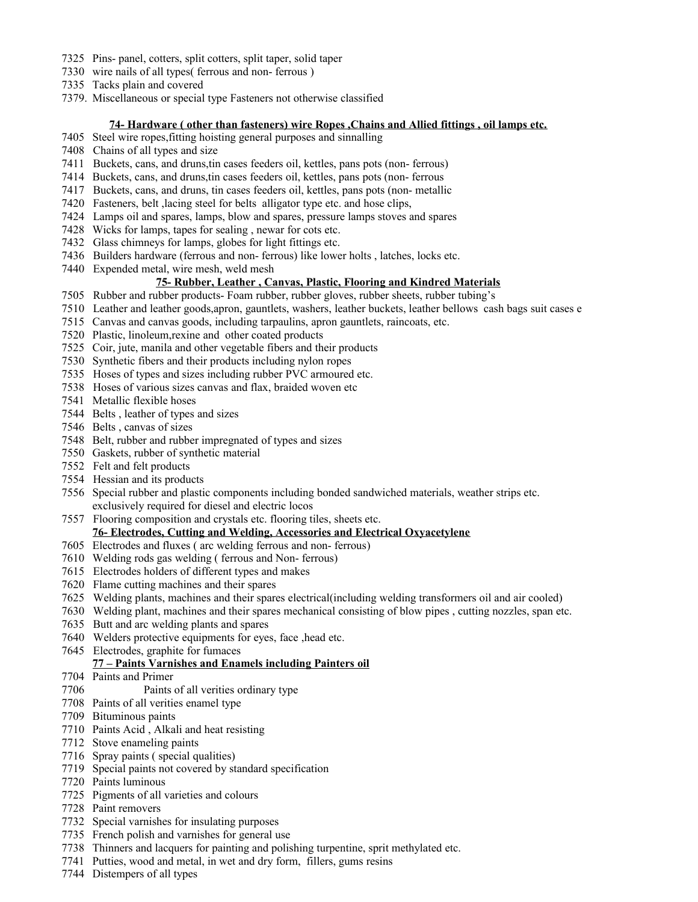7325 Pins- panel, cotters, split cotters, split taper, solid taper
7330 wire nails of all types( ferrous and non- ferrous )
7335 Tacks plain and covered
7379. Miscellaneous or special type Fasteners not otherwise classified

**74- Hardware ( other than fasteners) wire Ropes ,Chains and Allied fittings , oil lamps etc.**

7405 Steel wire ropes,fitting hoisting general purposes and sinnalling
7408 Chains of all types and size
7411 Buckets, cans, and druns,tin cases feeders oil, kettles, pans pots (non- ferrous)
7414 Buckets, cans, and druns,tin cases feeders oil, kettles, pans pots (non- ferrous
7417 Buckets, cans, and druns, tin cases feeders oil, kettles, pans pots (non- metallic
7420 Fasteners, belt ,lacing steel for belts alligator type etc. and hose clips,
7424 Lamps oil and spares, lamps, blow and spares, pressure lamps stoves and spares
7428 Wicks for lamps, tapes for sealing , newar for cots etc.
7432 Glass chimneys for lamps, globes for light fittings etc.
7436 Builders hardware (ferrous and non- ferrous) like lower holts , latches, locks etc.
7440 Expended metal, wire mesh, weld mesh

**75- Rubber, Leather , Canvas, Plastic, Flooring and Kindred Materials**

7505 Rubber and rubber products- Foam rubber, rubber gloves, rubber sheets, rubber tubing's
7510 Leather and leather goods,apron, gauntlets, washers, leather buckets, leather bellows cash bags suit cases e
7515 Canvas and canvas goods, including tarpaulins, apron gauntlets, raincoats, etc.
7520 Plastic, linoleum,rexine and other coated products
7525 Coir, jute, manila and other vegetable fibers and their products
7530 Synthetic fibers and their products including nylon ropes
7535 Hoses of types and sizes including rubber PVC armoured etc.
7538 Hoses of various sizes canvas and flax, braided woven etc
7541 Metallic flexible hoses
7544 Belts , leather of types and sizes
7546 Belts , canvas of sizes
7548 Belt, rubber and rubber impregnated of types and sizes
7550 Gaskets, rubber of synthetic material
7552 Felt and felt products
7554 Hessian and its products
7556 Special rubber and plastic components including bonded sandwiched materials, weather strips etc. exclusively required for diesel and electric locos
7557 Flooring composition and crystals etc. flooring tiles, sheets etc.

**76- Electrodes, Cutting and Welding, Accessories and Electrical Oxyacetylene**

7605 Electrodes and fluxes ( arc welding ferrous and non- ferrous)
7610 Welding rods gas welding ( ferrous and Non- ferrous)
7615 Electrodes holders of different types and makes
7620 Flame cutting machines and their spares
7625 Welding plants, machines and their spares electrical(including welding transformers oil and air cooled)
7630 Welding plant, machines and their spares mechanical consisting of blow pipes , cutting nozzles, span etc.
7635 Butt and arc welding plants and spares
7640 Welders protective equipments for eyes, face ,head etc.
7645 Electrodes, graphite for fumaces

**77 – Paints Varnishes and Enamels including Painters oil**

7704 Paints and Primer
7706 Paints of all verities ordinary type
7708 Paints of all verities enamel type
7709 Bituminous paints
7710 Paints Acid , Alkali and heat resisting
7712 Stove enameling paints
7716 Spray paints ( special qualities)
7719 Special paints not covered by standard specification
7720 Paints luminous
7725 Pigments of all varieties and colours
7728 Paint removers
7732 Special varnishes for insulating purposes
7735 French polish and varnishes for general use
7738 Thinners and lacquers for painting and polishing turpentine, sprit methylated etc.
7741 Putties, wood and metal, in wet and dry form, fillers, gums resins
7744 Distempers of all types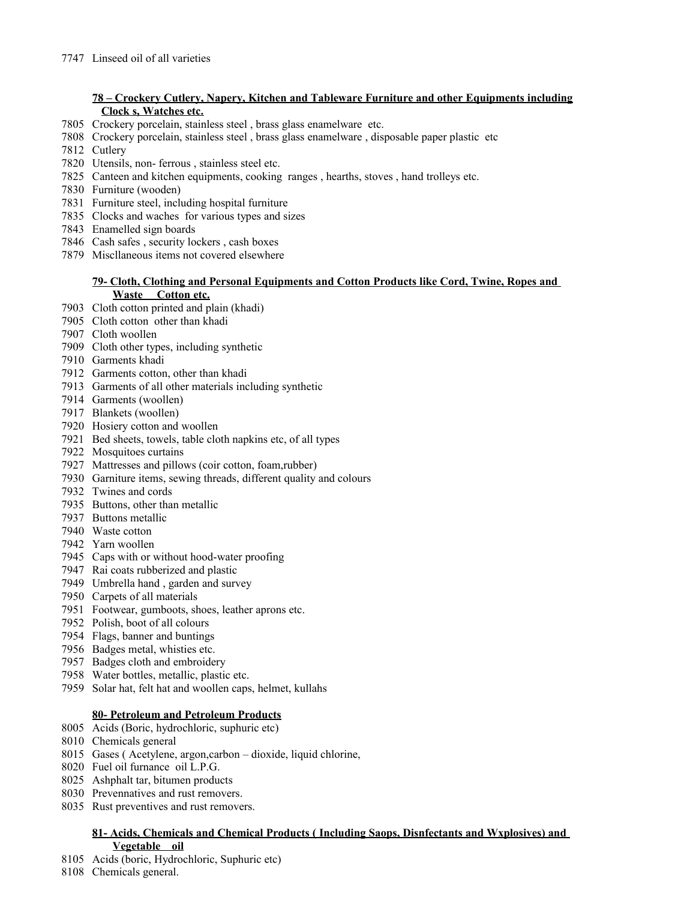7747 Linseed oil of all varieties

**78 – Crockery Cutlery, Napery, Kitchen and Tableware Furniture and other Equipments including Clock s, Watches etc.**

7805 Crockery porcelain, stainless steel , brass glass enamelware etc.
7808 Crockery porcelain, stainless steel , brass glass enamelware , disposable paper plastic etc
7812 Cutlery
7820 Utensils, non- ferrous , stainless steel etc.
7825 Canteen and kitchen equipments, cooking ranges , hearths, stoves , hand trolleys etc.
7830 Furniture (wooden)
7831 Furniture steel, including hospital furniture
7835 Clocks and waches for various types and sizes
7843 Enamelled sign boards
7846 Cash safes , security lockers , cash boxes
7879 Miscllaneous items not covered elsewhere

**79- Cloth, Clothing and Personal Equipments and Cotton Products like Cord, Twine, Ropes and Waste Cotton etc.**

7903 Cloth cotton printed and plain (khadi)
7905 Cloth cotton other than khadi
7907 Cloth woollen
7909 Cloth other types, including synthetic
7910 Garments khadi
7912 Garments cotton, other than khadi
7913 Garments of all other materials including synthetic
7914 Garments (woollen)
7917 Blankets (woollen)
7920 Hosiery cotton and woollen
7921 Bed sheets, towels, table cloth napkins etc, of all types
7922 Mosquitoes curtains
7927 Mattresses and pillows (coir cotton, foam,rubber)
7930 Garniture items, sewing threads, different quality and colours
7932 Twines and cords
7935 Buttons, other than metallic
7937 Buttons metallic
7940 Waste cotton
7942 Yarn woollen
7945 Caps with or without hood-water proofing
7947 Rai coats rubberized and plastic
7949 Umbrella hand , garden and survey
7950 Carpets of all materials
7951 Footwear, gumboots, shoes, leather aprons etc.
7952 Polish, boot of all colours
7954 Flags, banner and buntings
7956 Badges metal, whisties etc.
7957 Badges cloth and embroidery
7958 Water bottles, metallic, plastic etc.
7959 Solar hat, felt hat and woollen caps, helmet, kullahs

**80- Petroleum and Petroleum Products**

8005 Acids (Boric, hydrochloric, suphuric etc)
8010 Chemicals general
8015 Gases ( Acetylene, argon,carbon – dioxide, liquid chlorine,
8020 Fuel oil furnance oil L.P.G.
8025 Ashphalt tar, bitumen products
8030 Prevennatives and rust removers.
8035 Rust preventives and rust removers.

**81- Acids, Chemicals and Chemical Products ( Including Saops, Disnfectants and Wxplosives) and Vegetable oil**

8105 Acids (boric, Hydrochloric, Suphuric etc)
8108 Chemicals general.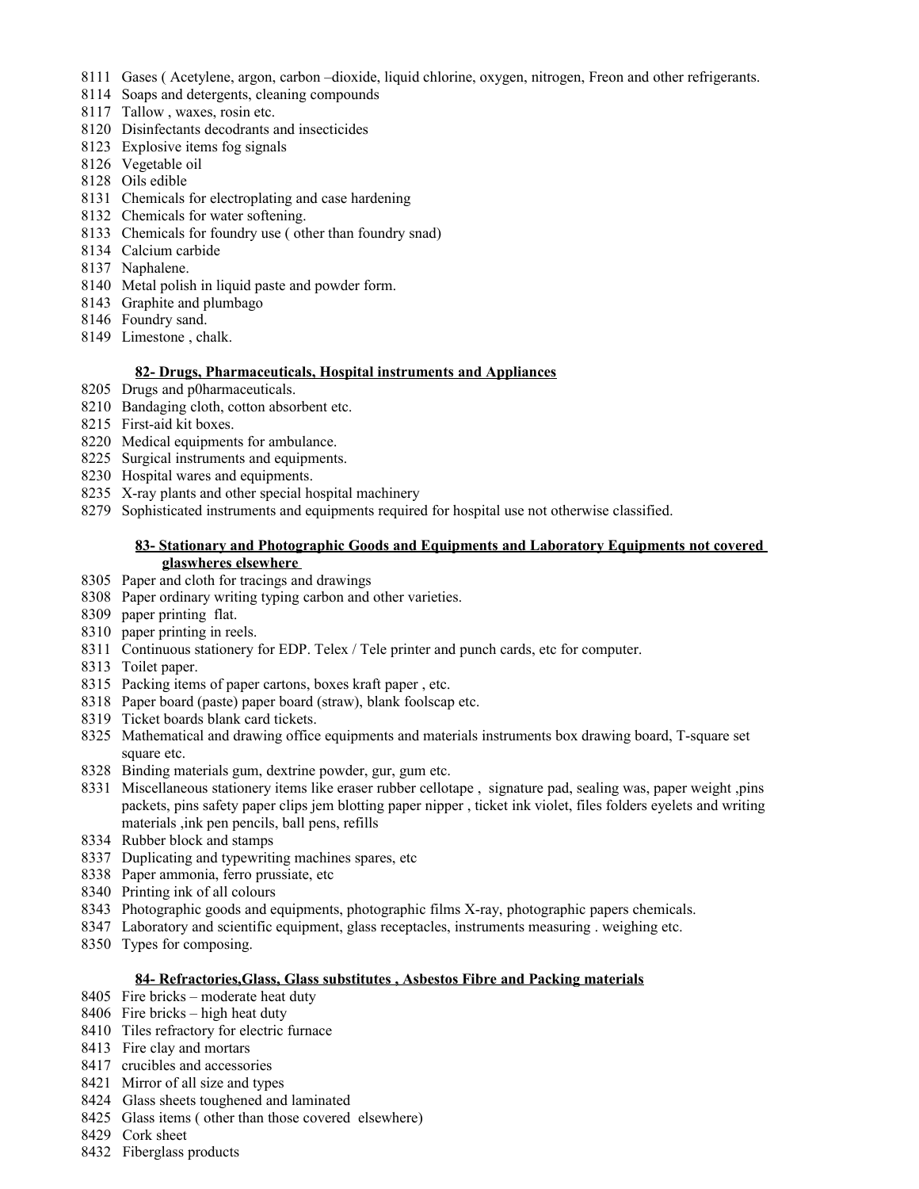8111 Gases ( Acetylene, argon, carbon –dioxide, liquid chlorine, oxygen, nitrogen, Freon and other refrigerants.
8114 Soaps and detergents, cleaning compounds
8117 Tallow , waxes, rosin etc.
8120 Disinfectants decodrants and insecticides
8123 Explosive items fog signals
8126 Vegetable oil
8128 Oils edible
8131 Chemicals for electroplating and case hardening
8132 Chemicals for water softening.
8133 Chemicals for foundry use ( other than foundry snad)
8134 Calcium carbide
8137 Naphalene.
8140 Metal polish in liquid paste and powder form.
8143 Graphite and plumbago
8146 Foundry sand.
8149 Limestone , chalk.

**82- Drugs, Pharmaceuticals, Hospital instruments and Appliances**

8205 Drugs and p0harmaceuticals.
8210 Bandaging cloth, cotton absorbent etc.
8215 First-aid kit boxes.
8220 Medical equipments for ambulance.
8225 Surgical instruments and equipments.
8230 Hospital wares and equipments.
8235 X-ray plants and other special hospital machinery
8279 Sophisticated instruments and equipments required for hospital use not otherwise classified.

**83- Stationary and Photographic Goods and Equipments and Laboratory Equipments not covered glaswheres elsewhere**

8305 Paper and cloth for tracings and drawings
8308 Paper ordinary writing typing carbon and other varieties.
8309 paper printing flat.
8310 paper printing in reels.
8311 Continuous stationery for EDP. Telex / Tele printer and punch cards, etc for computer.
8313 Toilet paper.
8315 Packing items of paper cartons, boxes kraft paper , etc.
8318 Paper board (paste) paper board (straw), blank foolscap etc.
8319 Ticket boards blank card tickets.
8325 Mathematical and drawing office equipments and materials instruments box drawing board, T-square set square etc.
8328 Binding materials gum, dextrine powder, gur, gum etc.
8331 Miscellaneous stationery items like eraser rubber cellotape , signature pad, sealing was, paper weight ,pins packets, pins safety paper clips jem blotting paper nipper , ticket ink violet, files folders eyelets and writing materials ,ink pen pencils, ball pens, refills
8334 Rubber block and stamps
8337 Duplicating and typewriting machines spares, etc
8338 Paper ammonia, ferro prussiate, etc
8340 Printing ink of all colours
8343 Photographic goods and equipments, photographic films X-ray, photographic papers chemicals.
8347 Laboratory and scientific equipment, glass receptacles, instruments measuring . weighing etc.
8350 Types for composing.

**84- Refractories,Glass, Glass substitutes , Asbestos Fibre and Packing materials**

8405 Fire bricks – moderate heat duty
8406 Fire bricks – high heat duty
8410 Tiles refractory for electric furnace
8413 Fire clay and mortars
8417 crucibles and accessories
8421 Mirror of all size and types
8424 Glass sheets toughened and laminated
8425 Glass items ( other than those covered elsewhere)
8429 Cork sheet
8432 Fiberglass products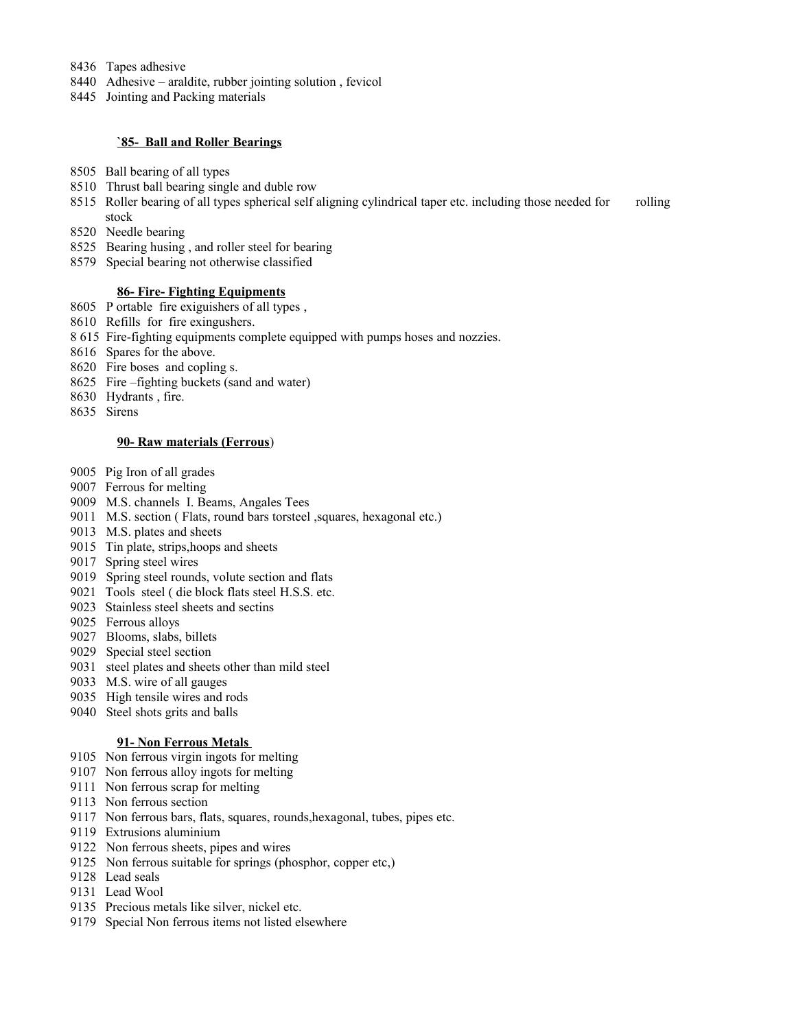8436 Tapes adhesive
8440 Adhesive – araldite, rubber jointing solution , fevicol
8445 Jointing and Packing materials

**`85- Ball and Roller Bearings**

8505 Ball bearing of all types
8510 Thrust ball bearing single and duble row
8515 Roller bearing of all types spherical self aligning cylindrical taper etc. including those needed for rolling stock
8520 Needle bearing
8525 Bearing husing , and roller steel for bearing
8579 Special bearing not otherwise classified

**86- Fire- Fighting Equipments**

8605 P ortable fire exiguishers of all types ,
8610 Refills for fire exingushers.
8 615 Fire-fighting equipments complete equipped with pumps hoses and nozzies.
8616 Spares for the above.
8620 Fire boses and copling s.
8625 Fire –fighting buckets (sand and water)
8630 Hydrants , fire.
8635 Sirens

**90- Raw materials (Ferrous**)

9005 Pig Iron of all grades
9007 Ferrous for melting
9009 M.S. channels I. Beams, Angales Tees
9011 M.S. section ( Flats, round bars torsteel ,squares, hexagonal etc.)
9013 M.S. plates and sheets
9015 Tin plate, strips,hoops and sheets
9017 Spring steel wires
9019 Spring steel rounds, volute section and flats
9021 Tools steel ( die block flats steel H.S.S. etc.
9023 Stainless steel sheets and sectins
9025 Ferrous alloys
9027 Blooms, slabs, billets
9029 Special steel section
9031 steel plates and sheets other than mild steel
9033 M.S. wire of all gauges
9035 High tensile wires and rods
9040 Steel shots grits and balls

**91- Non Ferrous Metals**

9105 Non ferrous virgin ingots for melting
9107 Non ferrous alloy ingots for melting
9111 Non ferrous scrap for melting
9113 Non ferrous section
9117 Non ferrous bars, flats, squares, rounds,hexagonal, tubes, pipes etc.
9119 Extrusions aluminium
9122 Non ferrous sheets, pipes and wires
9125 Non ferrous suitable for springs (phosphor, copper etc,)
9128 Lead seals
9131 Lead Wool
9135 Precious metals like silver, nickel etc.
9179 Special Non ferrous items not listed elsewhere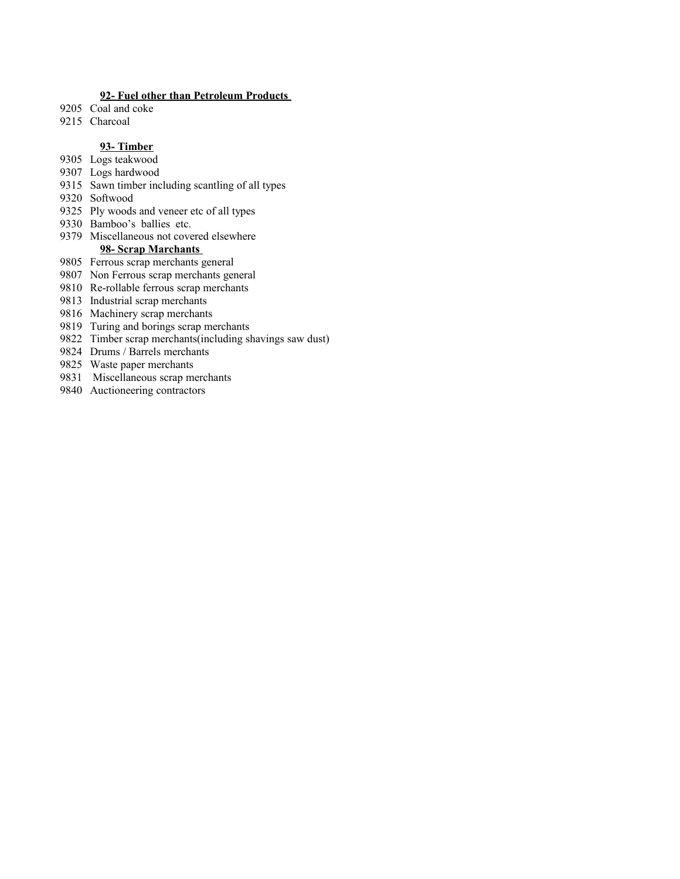**92- Fuel other than Petroleum Products**

9205 Coal and coke
9215 Charcoal

**93- Timber**

9305 Logs teakwood
9307 Logs hardwood
9315 Sawn timber including scantling of all types
9320 Softwood
9325 Ply woods and veneer etc of all types
9330 Bamboo's ballies etc.
9379 Miscellaneous not covered elsewhere

**98- Scrap Marchants**

9805 Ferrous scrap merchants general
9807 Non Ferrous scrap merchants general
9810 Re-rollable ferrous scrap merchants
9813 Industrial scrap merchants
9816 Machinery scrap merchants
9819 Turing and borings scrap merchants
9822 Timber scrap merchants(including shavings saw dust)
9824 Drums / Barrels merchants
9825 Waste paper merchants
9831 Miscellaneous scrap merchants
9840 Auctioneering contractors